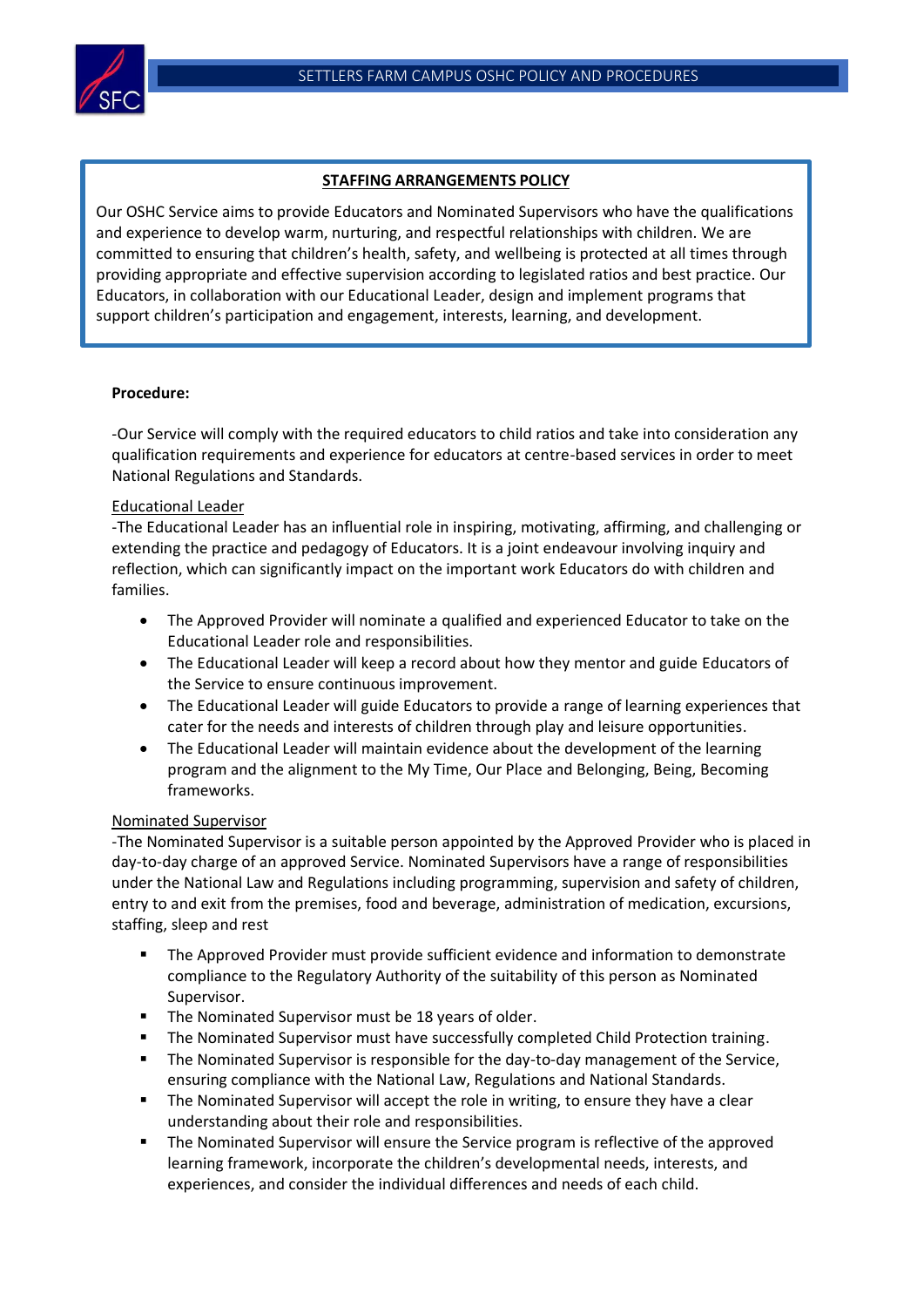## STAFFING ARRANGEMENTS POLICY

Our OSHC Service aims to provide Educators and Nominated Supervisors who have the qualifications and experience to develop warm, nurturing, and respectful relationships with children. We are committed to ensuring that children's health, safety, and wellbeing is protected at all times through providing appropriate and effective supervision according to legislated ratios and best practice. Our Educators, in collaboration with our Educational Leader, design and implement programs that support children's participation and engagement, interests, learning, and development.

**Procedure:**

-Our Service will comply with the required educators to child ratios and take into consideration any qualification requirements and experience for educators at centre-based services in order to meet National Regulations and Standards.

<u>Educational Leader</u>

-The Educational Leader has an influential role in inspiring, motivating, affirming, and challenging or extending the practice and pedagogy of Educators. It is a joint endeavour involving inquiry and reflection, which can significantly impact on the important work Educators do with children and families.

- The Approved Provider will nominate a qualified and experienced Educator to take on the Educational Leader role and responsibilities.
- The Educational Leader will keep a record about how they mentor and guide Educators of the Service to ensure continuous improvement.
- The Educational Leader will guide Educators to provide a range of learning experiences that cater for the needs and interests of children through play and leisure opportunities.
- The Educational Leader will maintain evidence about the development of the learning program and the alignment to the My Time, Our Place and Belonging, Being, Becoming frameworks.

<u>Nominated Supervisor</u>

-The Nominated Supervisor is a suitable person appointed by the Approved Provider who is placed in day-to-day charge of an approved Service. Nominated Supervisors have a range of responsibilities under the National Law and Regulations including programming, supervision and safety of children, entry to and exit from the premises, food and beverage, administration of medication, excursions, staffing, sleep and rest

- The Approved Provider must provide sufficient evidence and information to demonstrate compliance to the Regulatory Authority of the suitability of this person as Nominated Supervisor.
- The Nominated Supervisor must be 18 years of older.
- The Nominated Supervisor must have successfully completed Child Protection training.
- The Nominated Supervisor is responsible for the day-to-day management of the Service, ensuring compliance with the National Law, Regulations and National Standards.
- The Nominated Supervisor will accept the role in writing, to ensure they have a clear understanding about their role and responsibilities.
- The Nominated Supervisor will ensure the Service program is reflective of the approved learning framework, incorporate the children's developmental needs, interests, and experiences, and consider the individual differences and needs of each child.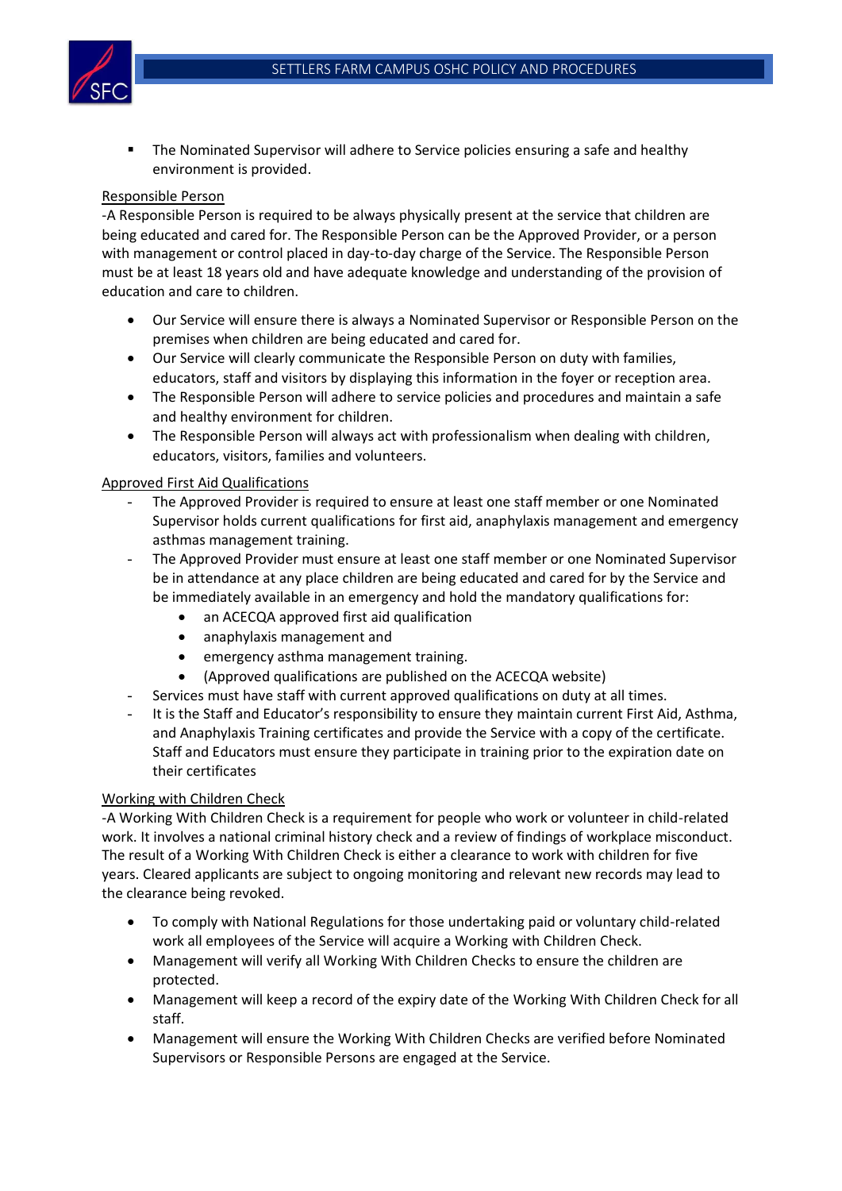- The Nominated Supervisor will adhere to Service policies ensuring a safe and healthy environment is provided.

Responsible Person

-A Responsible Person is required to be always physically present at the service that children are being educated and cared for. The Responsible Person can be the Approved Provider, or a person with management or control placed in day-to-day charge of the Service. The Responsible Person must be at least 18 years old and have adequate knowledge and understanding of the provision of education and care to children.

- Our Service will ensure there is always a Nominated Supervisor or Responsible Person on the premises when children are being educated and cared for.
- Our Service will clearly communicate the Responsible Person on duty with families, educators, staff and visitors by displaying this information in the foyer or reception area.
- The Responsible Person will adhere to service policies and procedures and maintain a safe and healthy environment for children.
- The Responsible Person will always act with professionalism when dealing with children, educators, visitors, families and volunteers.

Approved First Aid Qualifications

- The Approved Provider is required to ensure at least one staff member or one Nominated Supervisor holds current qualifications for first aid, anaphylaxis management and emergency asthmas management training.
- The Approved Provider must ensure at least one staff member or one Nominated Supervisor be in attendance at any place children are being educated and cared for by the Service and be immediately available in an emergency and hold the mandatory qualifications for:
  - an ACECQA approved first aid qualification
  - anaphylaxis management and
  - emergency asthma management training.
  - (Approved qualifications are published on the ACECQA website)
- Services must have staff with current approved qualifications on duty at all times.
- It is the Staff and Educator's responsibility to ensure they maintain current First Aid, Asthma, and Anaphylaxis Training certificates and provide the Service with a copy of the certificate. Staff and Educators must ensure they participate in training prior to the expiration date on their certificates

Working with Children Check

-A Working With Children Check is a requirement for people who work or volunteer in child-related work. It involves a national criminal history check and a review of findings of workplace misconduct. The result of a Working With Children Check is either a clearance to work with children for five years. Cleared applicants are subject to ongoing monitoring and relevant new records may lead to the clearance being revoked.

- To comply with National Regulations for those undertaking paid or voluntary child-related work all employees of the Service will acquire a Working with Children Check.
- Management will verify all Working With Children Checks to ensure the children are protected.
- Management will keep a record of the expiry date of the Working With Children Check for all staff.
- Management will ensure the Working With Children Checks are verified before Nominated Supervisors or Responsible Persons are engaged at the Service.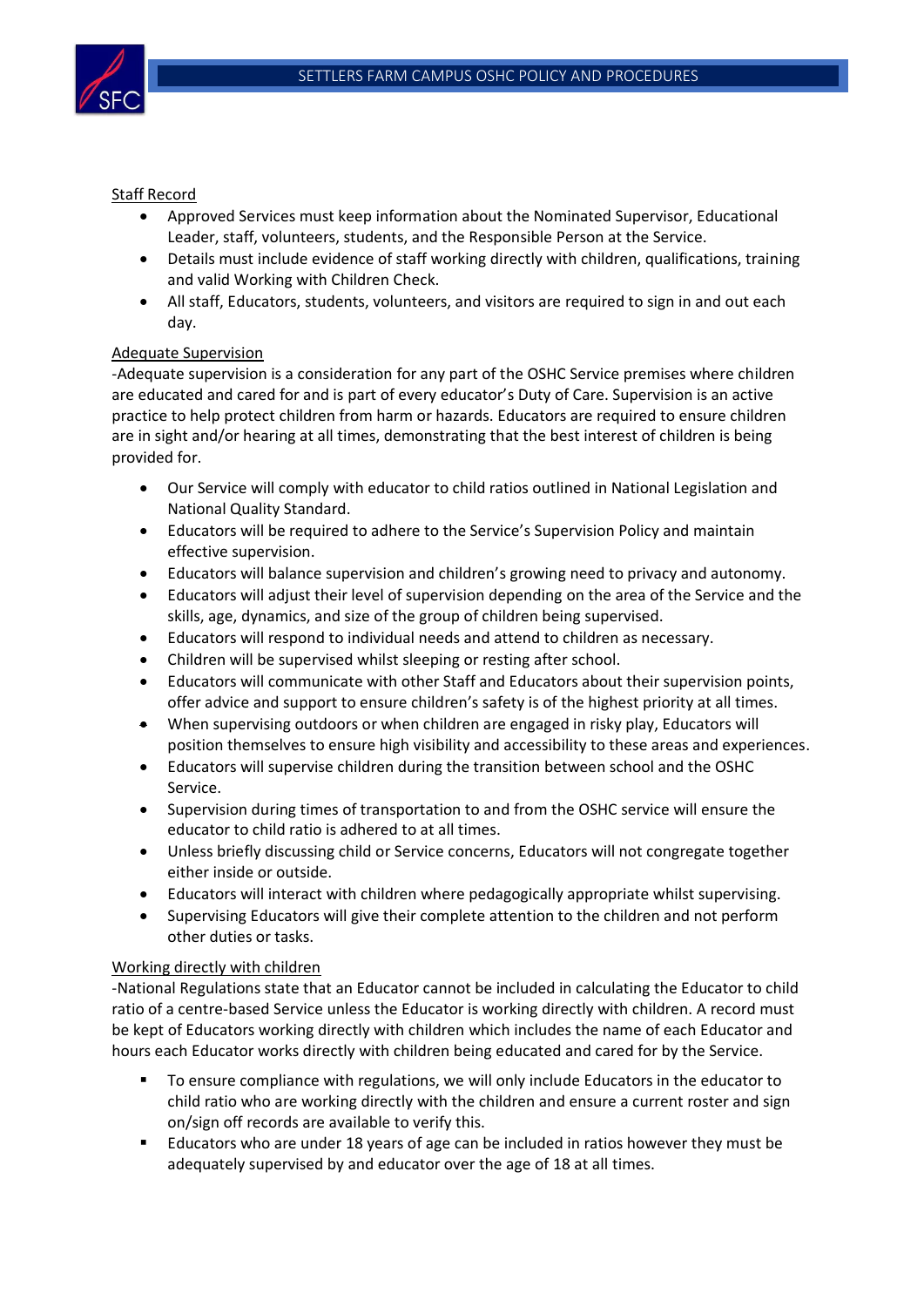Staff Record

- Approved Services must keep information about the Nominated Supervisor, Educational Leader, staff, volunteers, students, and the Responsible Person at the Service.
- Details must include evidence of staff working directly with children, qualifications, training and valid Working with Children Check.
- All staff, Educators, students, volunteers, and visitors are required to sign in and out each day.

Adequate Supervision

-Adequate supervision is a consideration for any part of the OSHC Service premises where children are educated and cared for and is part of every educator's Duty of Care. Supervision is an active practice to help protect children from harm or hazards. Educators are required to ensure children are in sight and/or hearing at all times, demonstrating that the best interest of children is being provided for.

- Our Service will comply with educator to child ratios outlined in National Legislation and National Quality Standard.
- Educators will be required to adhere to the Service's Supervision Policy and maintain effective supervision.
- Educators will balance supervision and children's growing need to privacy and autonomy.
- Educators will adjust their level of supervision depending on the area of the Service and the skills, age, dynamics, and size of the group of children being supervised.
- Educators will respond to individual needs and attend to children as necessary.
- Children will be supervised whilst sleeping or resting after school.
- Educators will communicate with other Staff and Educators about their supervision points, offer advice and support to ensure children's safety is of the highest priority at all times.
- When supervising outdoors or when children are engaged in risky play, Educators will position themselves to ensure high visibility and accessibility to these areas and experiences.
- Educators will supervise children during the transition between school and the OSHC Service.
- Supervision during times of transportation to and from the OSHC service will ensure the educator to child ratio is adhered to at all times.
- Unless briefly discussing child or Service concerns, Educators will not congregate together either inside or outside.
- Educators will interact with children where pedagogically appropriate whilst supervising.
- Supervising Educators will give their complete attention to the children and not perform other duties or tasks.

Working directly with children

-National Regulations state that an Educator cannot be included in calculating the Educator to child ratio of a centre-based Service unless the Educator is working directly with children. A record must be kept of Educators working directly with children which includes the name of each Educator and hours each Educator works directly with children being educated and cared for by the Service.

- To ensure compliance with regulations, we will only include Educators in the educator to child ratio who are working directly with the children and ensure a current roster and sign on/sign off records are available to verify this.
- Educators who are under 18 years of age can be included in ratios however they must be adequately supervised by and educator over the age of 18 at all times.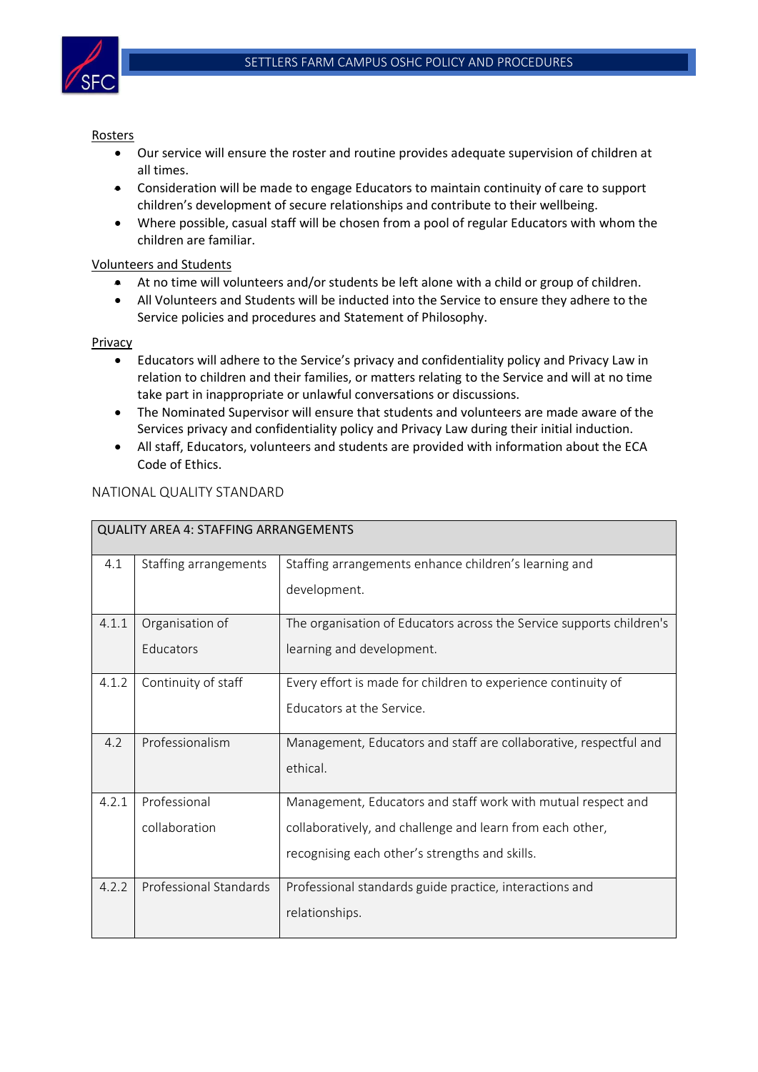Rosters

- Our service will ensure the roster and routine provides adequate supervision of children at all times.
- Consideration will be made to engage Educators to maintain continuity of care to support children's development of secure relationships and contribute to their wellbeing.
- Where possible, casual staff will be chosen from a pool of regular Educators with whom the children are familiar.

Volunteers and Students

- At no time will volunteers and/or students be left alone with a child or group of children.
- All Volunteers and Students will be inducted into the Service to ensure they adhere to the Service policies and procedures and Statement of Philosophy.

Privacy

- Educators will adhere to the Service's privacy and confidentiality policy and Privacy Law in relation to children and their families, or matters relating to the Service and will at no time take part in inappropriate or unlawful conversations or discussions.
- The Nominated Supervisor will ensure that students and volunteers are made aware of the Services privacy and confidentiality policy and Privacy Law during their initial induction.
- All staff, Educators, volunteers and students are provided with information about the ECA Code of Ethics.

NATIONAL QUALITY STANDARD

| QUALITY AREA 4: STAFFING ARRANGEMENTS | | |
|---|---|---|
| 4.1 | Staffing arrangements | Staffing arrangements enhance children's learning and development. |
| 4.1.1 | Organisation of Educators | The organisation of Educators across the Service supports children's learning and development. |
| 4.1.2 | Continuity of staff | Every effort is made for children to experience continuity of Educators at the Service. |
| 4.2 | Professionalism | Management, Educators and staff are collaborative, respectful and ethical. |
| 4.2.1 | Professional collaboration | Management, Educators and staff work with mutual respect and collaboratively, and challenge and learn from each other, recognising each other's strengths and skills. |
| 4.2.2 | Professional Standards | Professional standards guide practice, interactions and relationships. |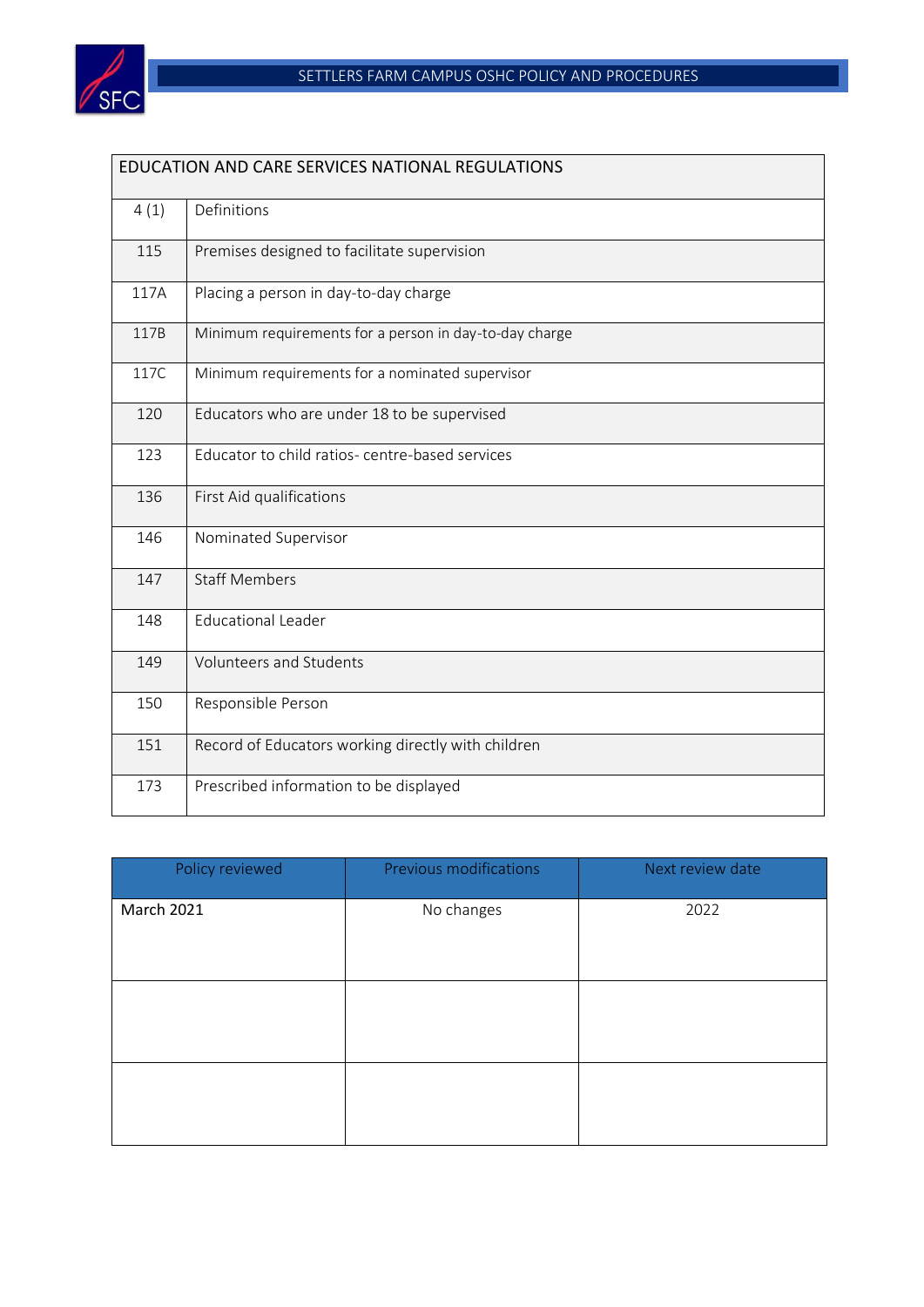| EDUCATION AND CARE SERVICES NATIONAL REGULATIONS | |
|---|---|
| 4 (1) | Definitions |
| 115 | Premises designed to facilitate supervision |
| 117A | Placing a person in day-to-day charge |
| 117B | Minimum requirements for a person in day-to-day charge |
| 117C | Minimum requirements for a nominated supervisor |
| 120 | Educators who are under 18 to be supervised |
| 123 | Educator to child ratios- centre-based services |
| 136 | First Aid qualifications |
| 146 | Nominated Supervisor |
| 147 | Staff Members |
| 148 | Educational Leader |
| 149 | Volunteers and Students |
| 150 | Responsible Person |
| 151 | Record of Educators working directly with children |
| 173 | Prescribed information to be displayed |

| Policy reviewed | Previous modifications | Next review date |
|---|---|---|
| March 2021 | No changes | 2022 |
| | | |
| | | |